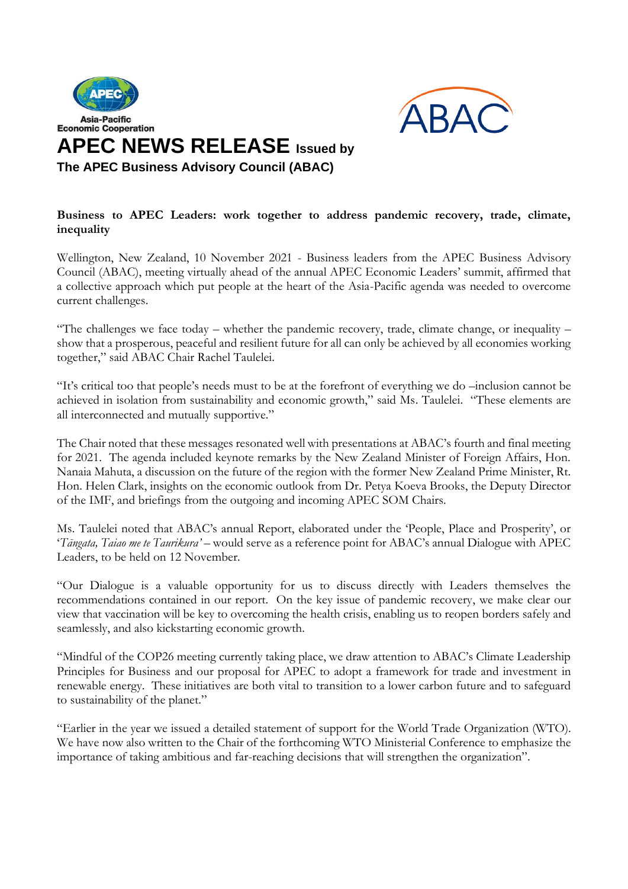Asia-Pacific
Economic Cooperation

# APEC NEWS RELEASE Issued by

**The APEC Business Advisory Council (ABAC)**

**Business to APEC Leaders: work together to address pandemic recovery, trade, climate, inequality**

Wellington, New Zealand, 10 November 2021 - Business leaders from the APEC Business Advisory Council (ABAC), meeting virtually ahead of the annual APEC Economic Leaders' summit, affirmed that a collective approach which put people at the heart of the Asia-Pacific agenda was needed to overcome current challenges.

"The challenges we face today – whether the pandemic recovery, trade, climate change, or inequality – show that a prosperous, peaceful and resilient future for all can only be achieved by all economies working together," said ABAC Chair Rachel Taulelei.

"It's critical too that people's needs must to be at the forefront of everything we do –inclusion cannot be achieved in isolation from sustainability and economic growth," said Ms. Taulelei. "These elements are all interconnected and mutually supportive."

The Chair noted that these messages resonated well with presentations at ABAC's fourth and final meeting for 2021. The agenda included keynote remarks by the New Zealand Minister of Foreign Affairs, Hon. Nanaia Mahuta, a discussion on the future of the region with the former New Zealand Prime Minister, Rt. Hon. Helen Clark, insights on the economic outlook from Dr. Petya Koeva Brooks, the Deputy Director of the IMF, and briefings from the outgoing and incoming APEC SOM Chairs.

Ms. Taulelei noted that ABAC's annual Report, elaborated under the 'People, Place and Prosperity', or '*Tāngata, Taiao me te Taurikura'* – would serve as a reference point for ABAC's annual Dialogue with APEC Leaders, to be held on 12 November.

"Our Dialogue is a valuable opportunity for us to discuss directly with Leaders themselves the recommendations contained in our report. On the key issue of pandemic recovery, we make clear our view that vaccination will be key to overcoming the health crisis, enabling us to reopen borders safely and seamlessly, and also kickstarting economic growth.

"Mindful of the COP26 meeting currently taking place, we draw attention to ABAC's Climate Leadership Principles for Business and our proposal for APEC to adopt a framework for trade and investment in renewable energy. These initiatives are both vital to transition to a lower carbon future and to safeguard to sustainability of the planet."

"Earlier in the year we issued a detailed statement of support for the World Trade Organization (WTO). We have now also written to the Chair of the forthcoming WTO Ministerial Conference to emphasize the importance of taking ambitious and far-reaching decisions that will strengthen the organization".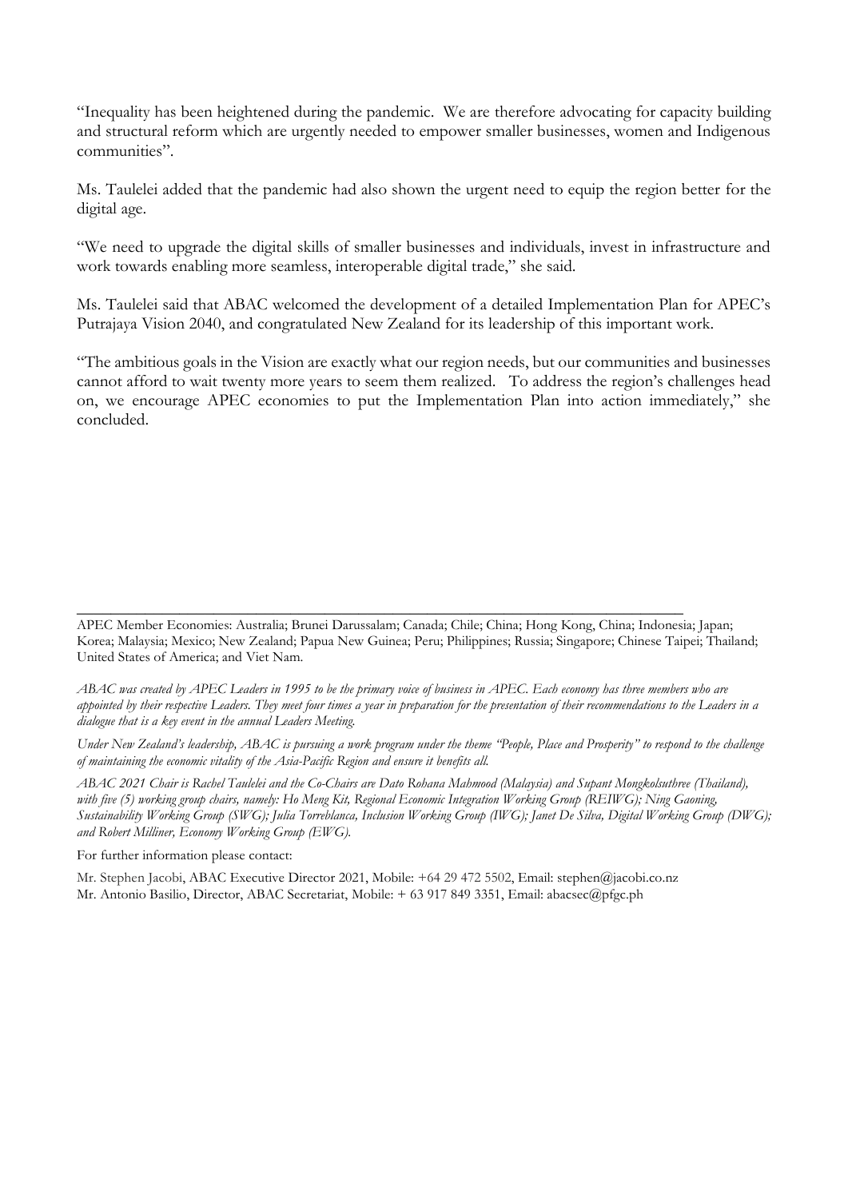"Inequality has been heightened during the pandemic. We are therefore advocating for capacity building and structural reform which are urgently needed to empower smaller businesses, women and Indigenous communities".

Ms. Taulelei added that the pandemic had also shown the urgent need to equip the region better for the digital age.

"We need to upgrade the digital skills of smaller businesses and individuals, invest in infrastructure and work towards enabling more seamless, interoperable digital trade," she said.

Ms. Taulelei said that ABAC welcomed the development of a detailed Implementation Plan for APEC's Putrajaya Vision 2040, and congratulated New Zealand for its leadership of this important work.

"The ambitious goals in the Vision are exactly what our region needs, but our communities and businesses cannot afford to wait twenty more years to seem them realized. To address the region's challenges head on, we encourage APEC economies to put the Implementation Plan into action immediately," she concluded.

---

APEC Member Economies: Australia; Brunei Darussalam; Canada; Chile; China; Hong Kong, China; Indonesia; Japan; Korea; Malaysia; Mexico; New Zealand; Papua New Guinea; Peru; Philippines; Russia; Singapore; Chinese Taipei; Thailand; United States of America; and Viet Nam.

*ABAC was created by APEC Leaders in 1995 to be the primary voice of business in APEC. Each economy has three members who are appointed by their respective Leaders. They meet four times a year in preparation for the presentation of their recommendations to the Leaders in a dialogue that is a key event in the annual Leaders Meeting.*

*Under New Zealand's leadership, ABAC is pursuing a work program under the theme "People, Place and Prosperity" to respond to the challenge of maintaining the economic vitality of the Asia-Pacific Region and ensure it benefits all.*

*ABAC 2021 Chair is Rachel Taulelei and the Co-Chairs are Dato Rohana Mahmood (Malaysia) and Supant Mongkolsuthree (Thailand), with five (5) working group chairs, namely: Ho Meng Kit, Regional Economic Integration Working Group (REIWG); Ning Gaoning, Sustainability Working Group (SWG); Julia Torreblanca, Inclusion Working Group (IWG); Janet De Silva, Digital Working Group (DWG); and Robert Milliner, Economy Working Group (EWG).*

For further information please contact:

Mr. Stephen Jacobi, ABAC Executive Director 2021, Mobile: +64 29 472 5502, Email: stephen@jacobi.co.nz
Mr. Antonio Basilio, Director, ABAC Secretariat, Mobile: + 63 917 849 3351, Email: abacsec@pfgc.ph